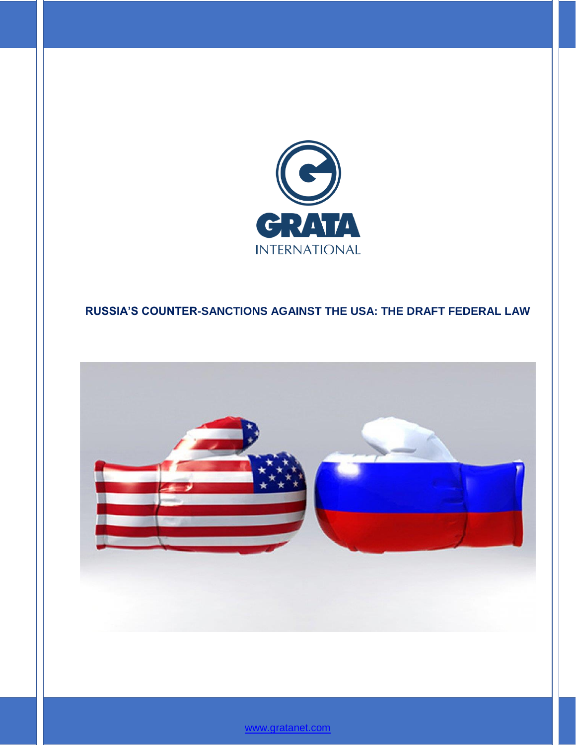GRATA

INTERNATIONAL

# RUSSIA'S COUNTER-SANCTIONS AGAINST THE USA: THE DRAFT FEDERAL LAW

www.gratanet.com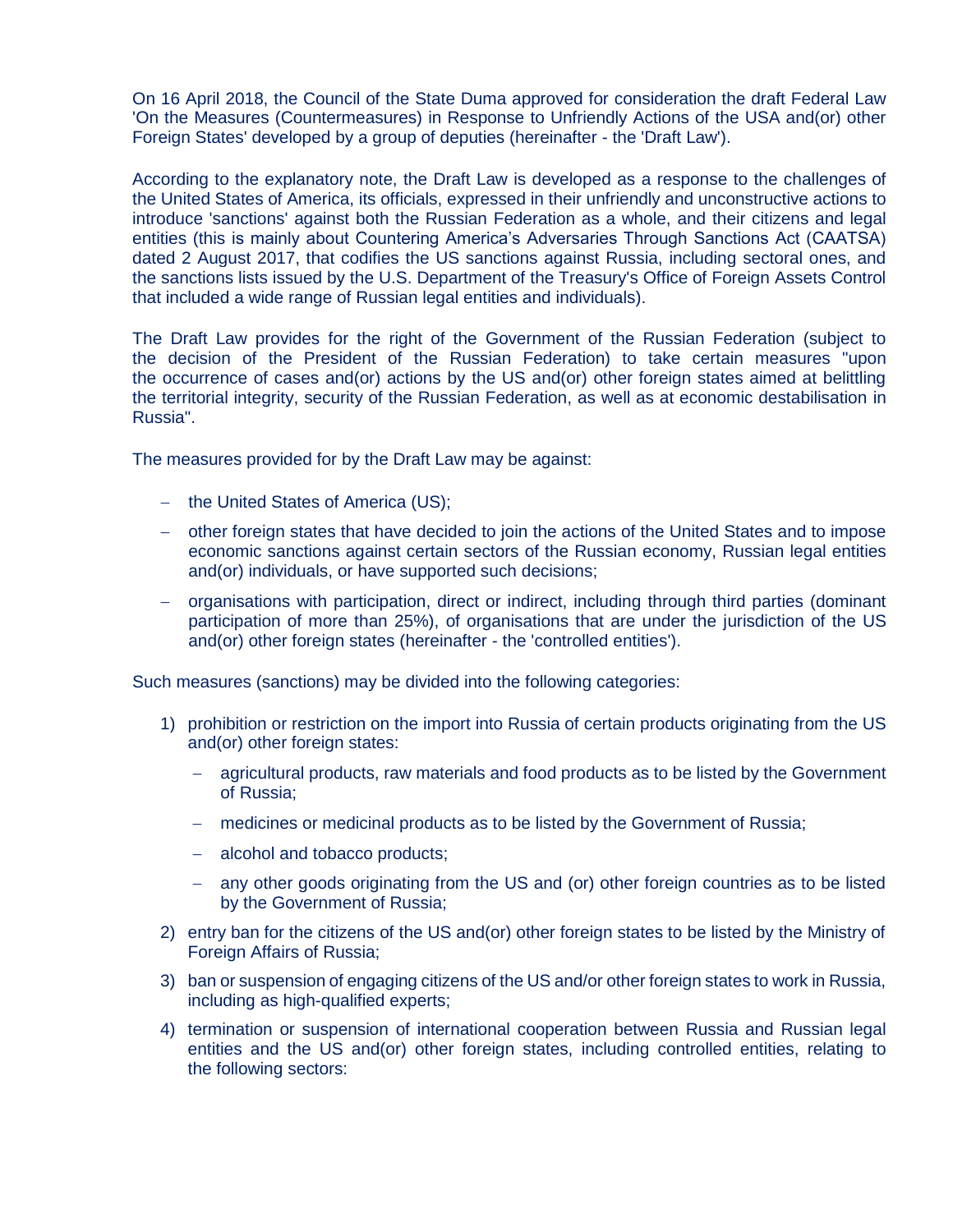On 16 April 2018, the Council of the State Duma approved for consideration the draft Federal Law 'On the Measures (Countermeasures) in Response to Unfriendly Actions of the USA and(or) other Foreign States' developed by a group of deputies (hereinafter - the 'Draft Law').

According to the explanatory note, the Draft Law is developed as a response to the challenges of the United States of America, its officials, expressed in their unfriendly and unconstructive actions to introduce 'sanctions' against both the Russian Federation as a whole, and their citizens and legal entities (this is mainly about Countering America's Adversaries Through Sanctions Act (CAATSA) dated 2 August 2017, that codifies the US sanctions against Russia, including sectoral ones, and the sanctions lists issued by the U.S. Department of the Treasury's Office of Foreign Assets Control that included a wide range of Russian legal entities and individuals).

The Draft Law provides for the right of the Government of the Russian Federation (subject to the decision of the President of the Russian Federation) to take certain measures "upon the occurrence of cases and(or) actions by the US and(or) other foreign states aimed at belittling the territorial integrity, security of the Russian Federation, as well as at economic destabilisation in Russia".

The measures provided for by the Draft Law may be against:

- the United States of America (US);
- other foreign states that have decided to join the actions of the United States and to impose economic sanctions against certain sectors of the Russian economy, Russian legal entities and(or) individuals, or have supported such decisions;
- organisations with participation, direct or indirect, including through third parties (dominant participation of more than 25%), of organisations that are under the jurisdiction of the US and(or) other foreign states (hereinafter - the 'controlled entities').

Such measures (sanctions) may be divided into the following categories:

1) prohibition or restriction on the import into Russia of certain products originating from the US and(or) other foreign states:
   - agricultural products, raw materials and food products as to be listed by the Government of Russia;
   - medicines or medicinal products as to be listed by the Government of Russia;
   - alcohol and tobacco products;
   - any other goods originating from the US and (or) other foreign countries as to be listed by the Government of Russia;
2) entry ban for the citizens of the US and(or) other foreign states to be listed by the Ministry of Foreign Affairs of Russia;
3) ban or suspension of engaging citizens of the US and/or other foreign states to work in Russia, including as high-qualified experts;
4) termination or suspension of international cooperation between Russia and Russian legal entities and the US and(or) other foreign states, including controlled entities, relating to the following sectors: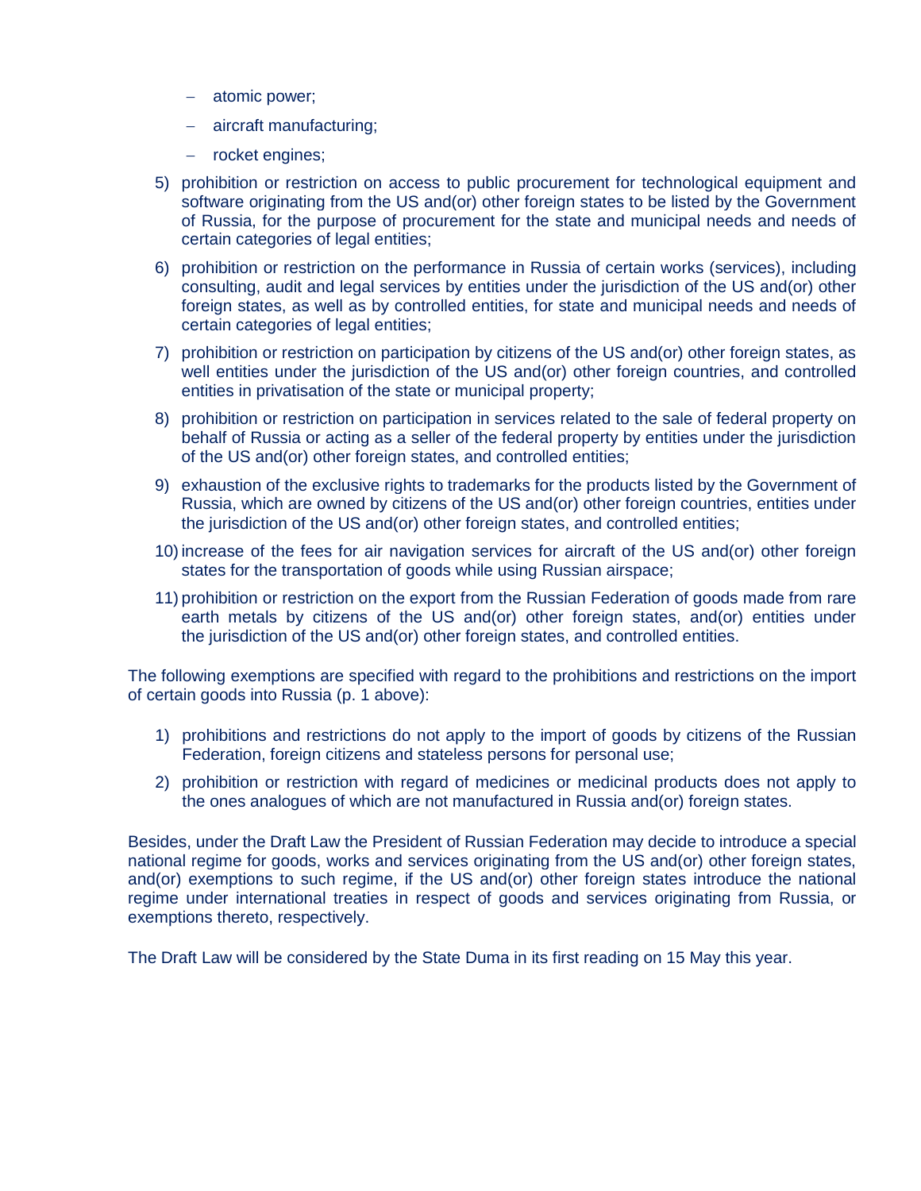- atomic power;
- aircraft manufacturing;
- rocket engines;

5) prohibition or restriction on access to public procurement for technological equipment and software originating from the US and(or) other foreign states to be listed by the Government of Russia, for the purpose of procurement for the state and municipal needs and needs of certain categories of legal entities;
6) prohibition or restriction on the performance in Russia of certain works (services), including consulting, audit and legal services by entities under the jurisdiction of the US and(or) other foreign states, as well as by controlled entities, for state and municipal needs and needs of certain categories of legal entities;
7) prohibition or restriction on participation by citizens of the US and(or) other foreign states, as well entities under the jurisdiction of the US and(or) other foreign countries, and controlled entities in privatisation of the state or municipal property;
8) prohibition or restriction on participation in services related to the sale of federal property on behalf of Russia or acting as a seller of the federal property by entities under the jurisdiction of the US and(or) other foreign states, and controlled entities;
9) exhaustion of the exclusive rights to trademarks for the products listed by the Government of Russia, which are owned by citizens of the US and(or) other foreign countries, entities under the jurisdiction of the US and(or) other foreign states, and controlled entities;
10) increase of the fees for air navigation services for aircraft of the US and(or) other foreign states for the transportation of goods while using Russian airspace;
11) prohibition or restriction on the export from the Russian Federation of goods made from rare earth metals by citizens of the US and(or) other foreign states, and(or) entities under the jurisdiction of the US and(or) other foreign states, and controlled entities.

The following exemptions are specified with regard to the prohibitions and restrictions on the import of certain goods into Russia (p. 1 above):

1) prohibitions and restrictions do not apply to the import of goods by citizens of the Russian Federation, foreign citizens and stateless persons for personal use;
2) prohibition or restriction with regard of medicines or medicinal products does not apply to the ones analogues of which are not manufactured in Russia and(or) foreign states.

Besides, under the Draft Law the President of Russian Federation may decide to introduce a special national regime for goods, works and services originating from the US and(or) other foreign states, and(or) exemptions to such regime, if the US and(or) other foreign states introduce the national regime under international treaties in respect of goods and services originating from Russia, or exemptions thereto, respectively.

The Draft Law will be considered by the State Duma in its first reading on 15 May this year.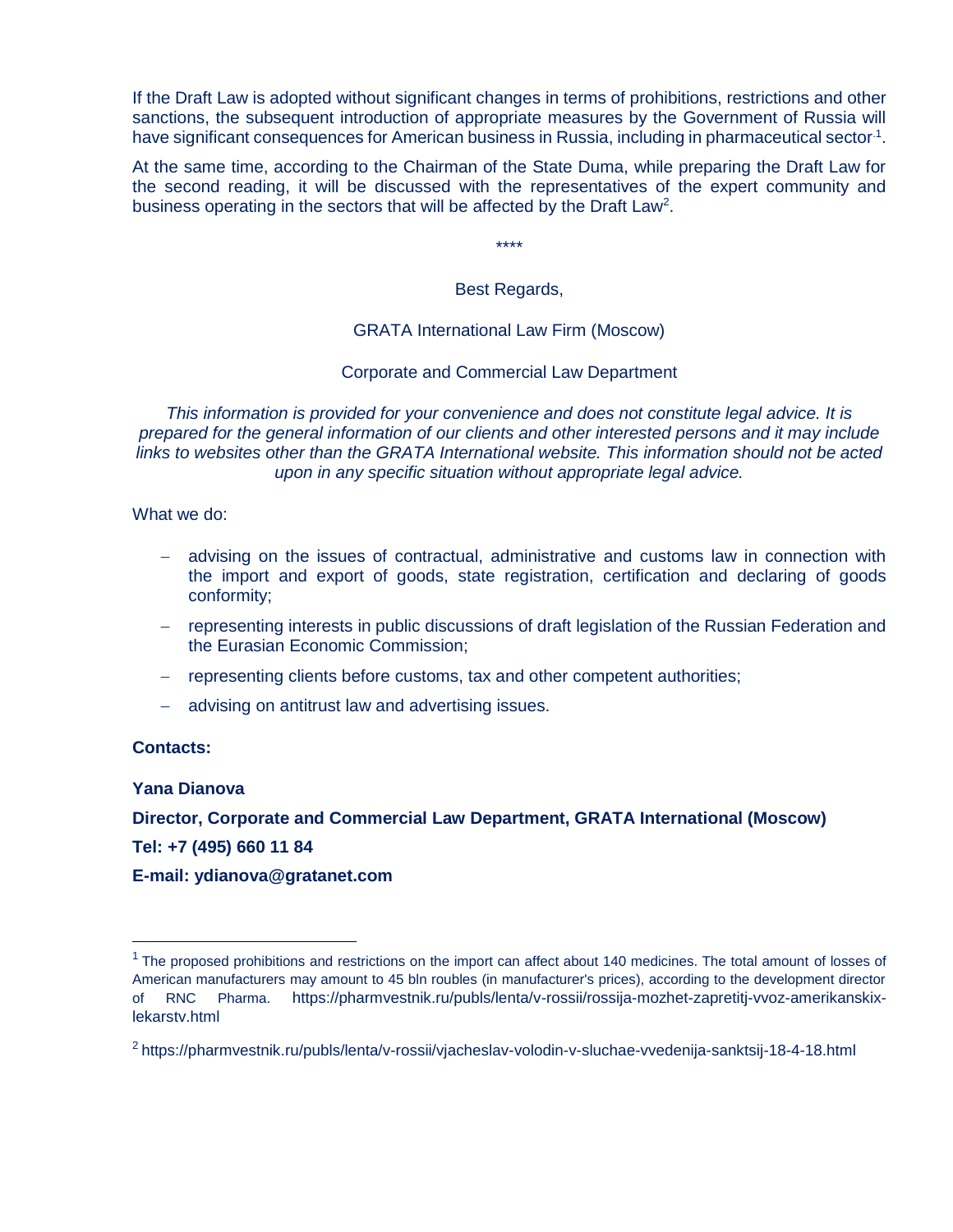If the Draft Law is adopted without significant changes in terms of prohibitions, restrictions and other sanctions, the subsequent introduction of appropriate measures by the Government of Russia will have significant consequences for American business in Russia, including in pharmaceutical sector[1].

At the same time, according to the Chairman of the State Duma, while preparing the Draft Law for the second reading, it will be discussed with the representatives of the expert community and business operating in the sectors that will be affected by the Draft Law[2].

****

Best Regards,

GRATA International Law Firm (Moscow)

Corporate and Commercial Law Department

*This information is provided for your convenience and does not constitute legal advice. It is prepared for the general information of our clients and other interested persons and it may include links to websites other than the GRATA International website. This information should not be acted upon in any specific situation without appropriate legal advice.*

What we do:

- advising on the issues of contractual, administrative and customs law in connection with the import and export of goods, state registration, certification and declaring of goods conformity;
- representing interests in public discussions of draft legislation of the Russian Federation and the Eurasian Economic Commission;
- representing clients before customs, tax and other competent authorities;
- advising on antitrust law and advertising issues.

**Contacts:**

**Yana Dianova**

**Director, Corporate and Commercial Law Department, GRATA International (Moscow)**

**Tel: +7 (495) 660 11 84**

**E-mail: ydianova@gratanet.com**

---

[1] The proposed prohibitions and restrictions on the import can affect about 140 medicines. The total amount of losses of American manufacturers may amount to 45 bln roubles (in manufacturer's prices), according to the development director of RNC Pharma. https://pharmvestnik.ru/publs/lenta/v-rossii/rossija-mozhet-zapretitj-vvoz-amerikanskix-lekarstv.html

[2] https://pharmvestnik.ru/publs/lenta/v-rossii/vjacheslav-volodin-v-sluchae-vvedenija-sanktsij-18-4-18.html